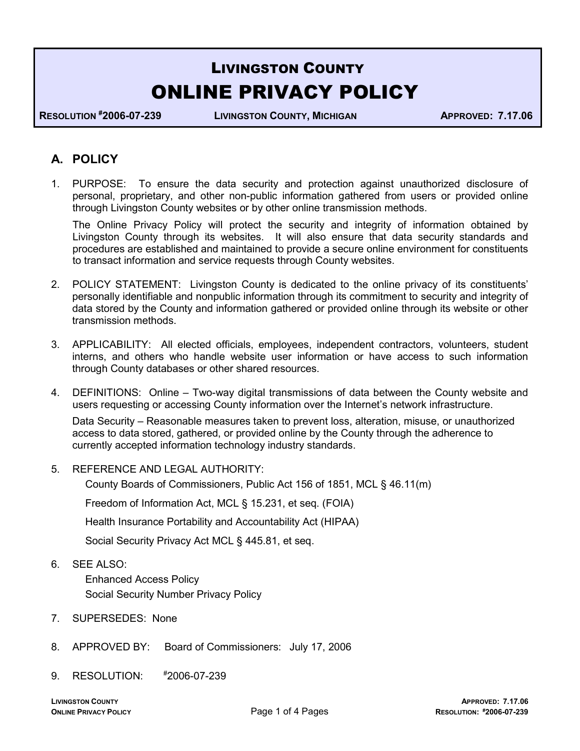# Livingston County
# ONLINE PRIVACY POLICY

**Resolution #2006-07-239** | **Livingston County, Michigan** | **Approved: 7.17.06**

## A. POLICY

1. PURPOSE: To ensure the data security and protection against unauthorized disclosure of personal, proprietary, and other non-public information gathered from users or provided online through Livingston County websites or by other online transmission methods.

   The Online Privacy Policy will protect the security and integrity of information obtained by Livingston County through its websites. It will also ensure that data security standards and procedures are established and maintained to provide a secure online environment for constituents to transact information and service requests through County websites.

2. POLICY STATEMENT: Livingston County is dedicated to the online privacy of its constituents' personally identifiable and nonpublic information through its commitment to security and integrity of data stored by the County and information gathered or provided online through its website or other transmission methods.

3. APPLICABILITY: All elected officials, employees, independent contractors, volunteers, student interns, and others who handle website user information or have access to such information through County databases or other shared resources.

4. DEFINITIONS: Online – Two-way digital transmissions of data between the County website and users requesting or accessing County information over the Internet's network infrastructure.

   Data Security – Reasonable measures taken to prevent loss, alteration, misuse, or unauthorized access to data stored, gathered, or provided online by the County through the adherence to currently accepted information technology industry standards.

5. REFERENCE AND LEGAL AUTHORITY:

   County Boards of Commissioners, Public Act 156 of 1851, MCL § 46.11(m)

   Freedom of Information Act, MCL § 15.231, et seq. (FOIA)

   Health Insurance Portability and Accountability Act (HIPAA)

   Social Security Privacy Act MCL § 445.81, et seq.

6. SEE ALSO:

   Enhanced Access Policy
   Social Security Number Privacy Policy

7. SUPERSEDES: None

8. APPROVED BY: Board of Commissioners: July 17, 2006

9. RESOLUTION: #2006-07-239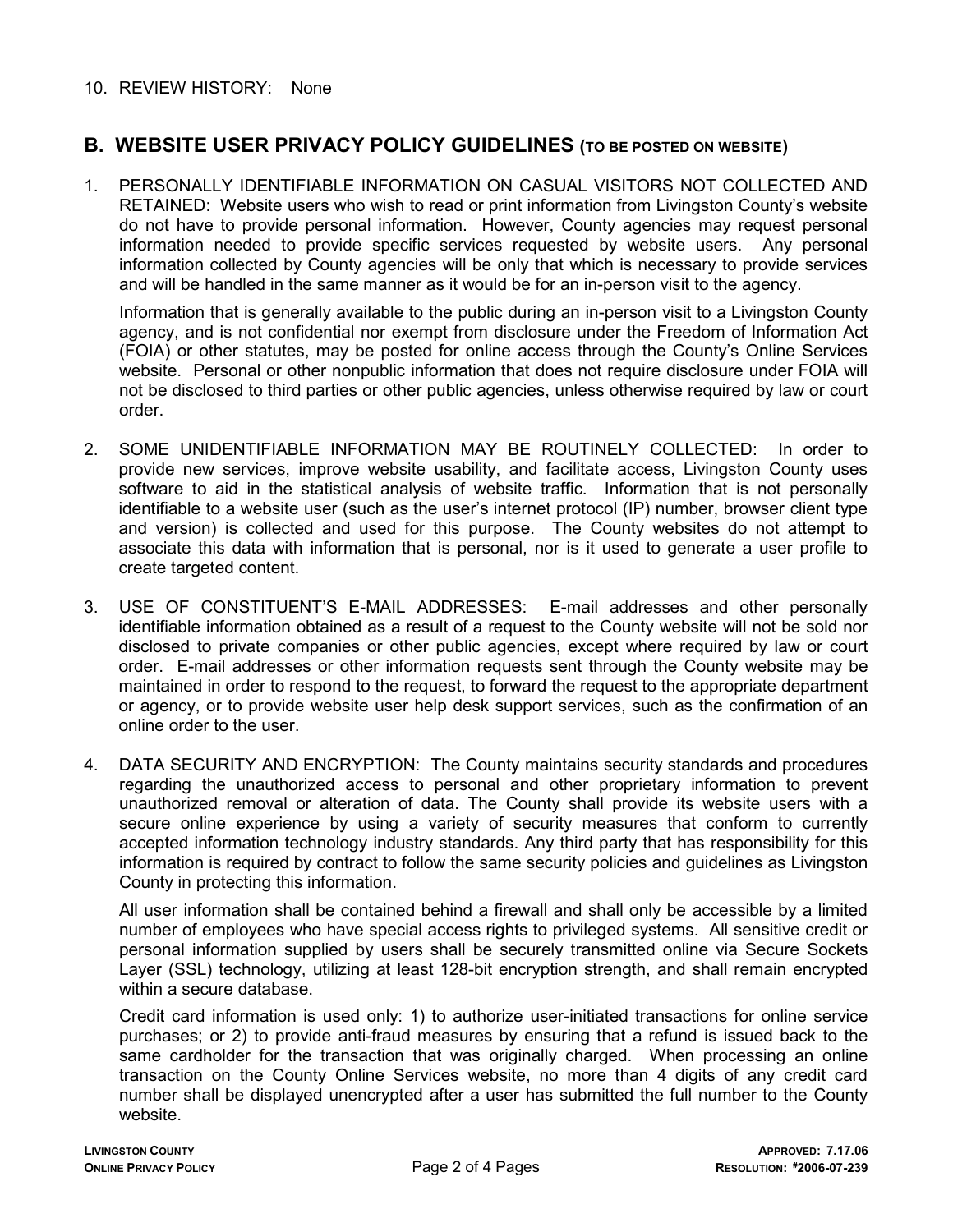10. REVIEW HISTORY: None

## B. WEBSITE USER PRIVACY POLICY GUIDELINES (TO BE POSTED ON WEBSITE)

1. PERSONALLY IDENTIFIABLE INFORMATION ON CASUAL VISITORS NOT COLLECTED AND RETAINED: Website users who wish to read or print information from Livingston County's website do not have to provide personal information. However, County agencies may request personal information needed to provide specific services requested by website users. Any personal information collected by County agencies will be only that which is necessary to provide services and will be handled in the same manner as it would be for an in-person visit to the agency.

   Information that is generally available to the public during an in-person visit to a Livingston County agency, and is not confidential nor exempt from disclosure under the Freedom of Information Act (FOIA) or other statutes, may be posted for online access through the County's Online Services website. Personal or other nonpublic information that does not require disclosure under FOIA will not be disclosed to third parties or other public agencies, unless otherwise required by law or court order.

2. SOME UNIDENTIFIABLE INFORMATION MAY BE ROUTINELY COLLECTED: In order to provide new services, improve website usability, and facilitate access, Livingston County uses software to aid in the statistical analysis of website traffic. Information that is not personally identifiable to a website user (such as the user's internet protocol (IP) number, browser client type and version) is collected and used for this purpose. The County websites do not attempt to associate this data with information that is personal, nor is it used to generate a user profile to create targeted content.

3. USE OF CONSTITUENT'S E-MAIL ADDRESSES: E-mail addresses and other personally identifiable information obtained as a result of a request to the County website will not be sold nor disclosed to private companies or other public agencies, except where required by law or court order. E-mail addresses or other information requests sent through the County website may be maintained in order to respond to the request, to forward the request to the appropriate department or agency, or to provide website user help desk support services, such as the confirmation of an online order to the user.

4. DATA SECURITY AND ENCRYPTION: The County maintains security standards and procedures regarding the unauthorized access to personal and other proprietary information to prevent unauthorized removal or alteration of data. The County shall provide its website users with a secure online experience by using a variety of security measures that conform to currently accepted information technology industry standards. Any third party that has responsibility for this information is required by contract to follow the same security policies and guidelines as Livingston County in protecting this information.

   All user information shall be contained behind a firewall and shall only be accessible by a limited number of employees who have special access rights to privileged systems. All sensitive credit or personal information supplied by users shall be securely transmitted online via Secure Sockets Layer (SSL) technology, utilizing at least 128-bit encryption strength, and shall remain encrypted within a secure database.

   Credit card information is used only: 1) to authorize user-initiated transactions for online service purchases; or 2) to provide anti-fraud measures by ensuring that a refund is issued back to the same cardholder for the transaction that was originally charged. When processing an online transaction on the County Online Services website, no more than 4 digits of any credit card number shall be displayed unencrypted after a user has submitted the full number to the County website.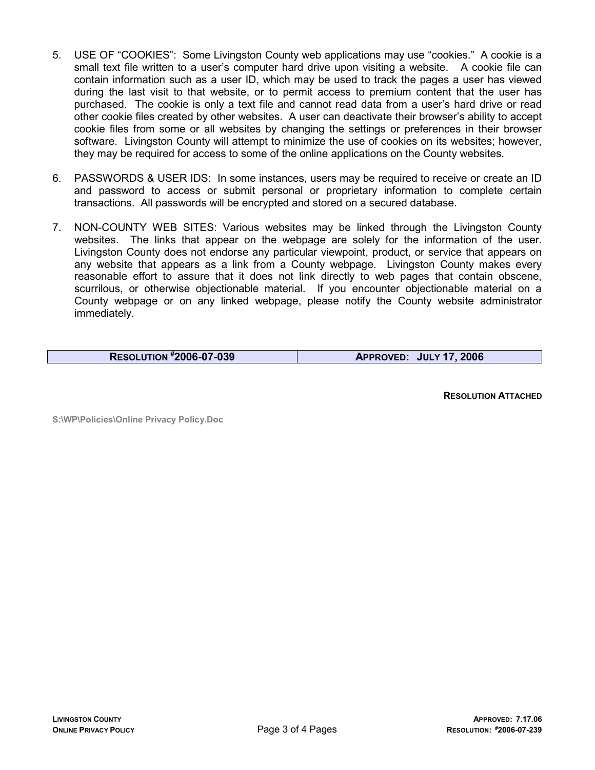5. USE OF "COOKIES": Some Livingston County web applications may use "cookies." A cookie is a small text file written to a user's computer hard drive upon visiting a website. A cookie file can contain information such as a user ID, which may be used to track the pages a user has viewed during the last visit to that website, or to permit access to premium content that the user has purchased. The cookie is only a text file and cannot read data from a user's hard drive or read other cookie files created by other websites. A user can deactivate their browser's ability to accept cookie files from some or all websites by changing the settings or preferences in their browser software. Livingston County will attempt to minimize the use of cookies on its websites; however, they may be required for access to some of the online applications on the County websites.

6. PASSWORDS & USER IDS: In some instances, users may be required to receive or create an ID and password to access or submit personal or proprietary information to complete certain transactions. All passwords will be encrypted and stored on a secured database.

7. NON-COUNTY WEB SITES: Various websites may be linked through the Livingston County websites. The links that appear on the webpage are solely for the information of the user. Livingston County does not endorse any particular viewpoint, product, or service that appears on any website that appears as a link from a County webpage. Livingston County makes every reasonable effort to assure that it does not link directly to web pages that contain obscene, scurrilous, or otherwise objectionable material. If you encounter objectionable material on a County webpage or on any linked webpage, please notify the County website administrator immediately.

| RESOLUTION #2006-07-039 | APPROVED: JULY 17, 2006 |
|---|---|

**RESOLUTION ATTACHED**

S:\WP\Policies\Online Privacy Policy.Doc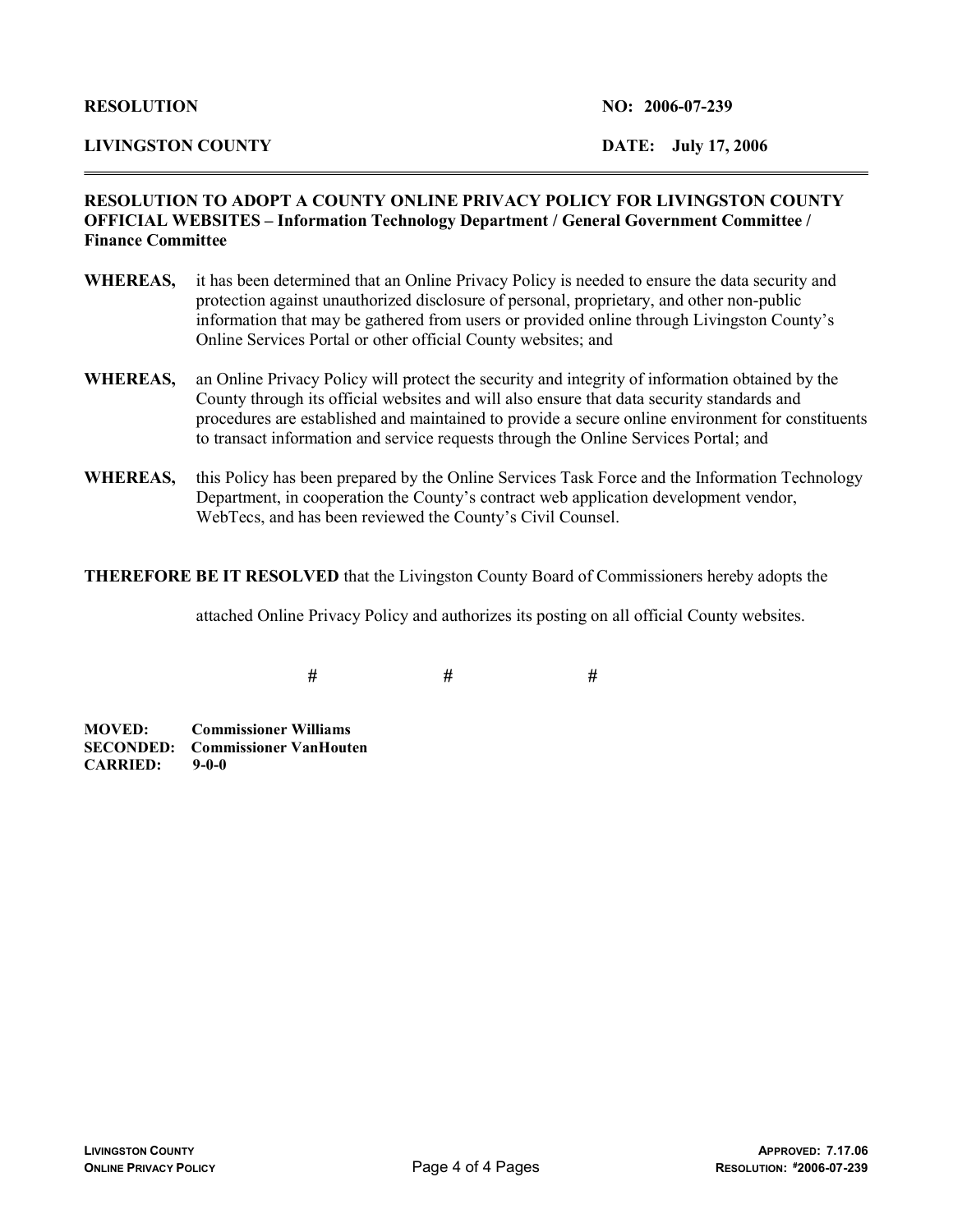**RESOLUTION** **NO: 2006-07-239**

**LIVINGSTON COUNTY** **DATE: July 17, 2006**

---

**RESOLUTION TO ADOPT A COUNTY ONLINE PRIVACY POLICY FOR LIVINGSTON COUNTY OFFICIAL WEBSITES – Information Technology Department / General Government Committee / Finance Committee**

**WHEREAS,** it has been determined that an Online Privacy Policy is needed to ensure the data security and protection against unauthorized disclosure of personal, proprietary, and other non-public information that may be gathered from users or provided online through Livingston County's Online Services Portal or other official County websites; and

**WHEREAS,** an Online Privacy Policy will protect the security and integrity of information obtained by the County through its official websites and will also ensure that data security standards and procedures are established and maintained to provide a secure online environment for constituents to transact information and service requests through the Online Services Portal; and

**WHEREAS,** this Policy has been prepared by the Online Services Task Force and the Information Technology Department, in cooperation the County's contract web application development vendor, WebTecs, and has been reviewed the County's Civil Counsel.

**THEREFORE BE IT RESOLVED** that the Livingston County Board of Commissioners hereby adopts the attached Online Privacy Policy and authorizes its posting on all official County websites.

# # #

**MOVED:** **Commissioner Williams**
**SECONDED:** **Commissioner VanHouten**
**CARRIED:** **9-0-0**